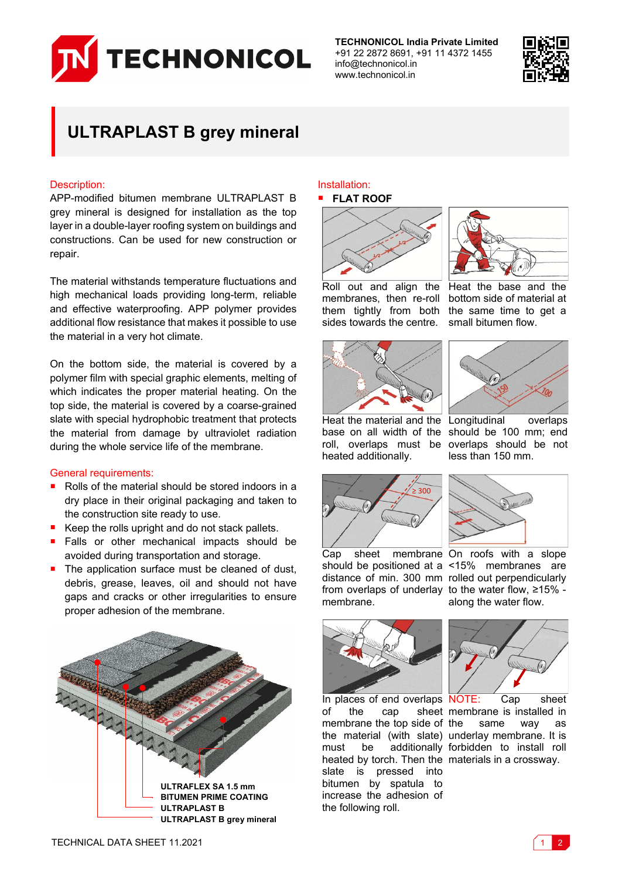TECHNONICOL

**TECHNONICOL India Private Limited**
+91 22 2872 8691, +91 11 4372 1455
info@technonicol.in
www.technonicol.in

# ULTRAPLAST B grey mineral

## Description:

APP-modified bitumen membrane ULTRAPLAST B grey mineral is designed for installation as the top layer in a double-layer roofing system on buildings and constructions. Can be used for new construction or repair.

The material withstands temperature fluctuations and high mechanical loads providing long-term, reliable and effective waterproofing. APP polymer provides additional flow resistance that makes it possible to use the material in a very hot climate.

On the bottom side, the material is covered by a polymer film with special graphic elements, melting of which indicates the proper material heating. On the top side, the material is covered by a coarse-grained slate with special hydrophobic treatment that protects the material from damage by ultraviolet radiation during the whole service life of the membrane.

## General requirements:

- Rolls of the material should be stored indoors in a dry place in their original packaging and taken to the construction site ready to use.
- Keep the rolls upright and do not stack pallets.
- Falls or other mechanical impacts should be avoided during transportation and storage.
- The application surface must be cleaned of dust, debris, grease, leaves, oil and should not have gaps and cracks or other irregularities to ensure proper adhesion of the membrane.

ULTRAFLEX SA 1.5 mm
BITUMEN PRIME COATING
ULTRAPLAST B
ULTRAPLAST B grey mineral

## Installation:

### FLAT ROOF

Roll out and align the membranes, then re-roll them tightly from both sides towards the centre.

Heat the base and the bottom side of material at the same time to get a small bitumen flow.

Heat the material and the base on all width of the roll, overlaps must be heated additionally.

Longitudinal overlaps should be 100 mm; end overlaps should be not less than 150 mm.

Cap sheet membrane should be positioned at a distance of min. 300 mm from overlaps of underlay membrane.

On roofs with a slope <15% membranes are rolled out perpendicularly to the water flow, ≥15% - along the water flow.

In places of end overlaps of the cap sheet membrane the top side of the material (with slate) must be additionally heated by torch. Then the slate is pressed into bitumen by spatula to increase the adhesion of the following roll.

NOTE: Cap sheet membrane is installed in the same way as underlay membrane. It is forbidden to install roll materials in a crossway.

TECHNICAL DATA SHEET 11.2021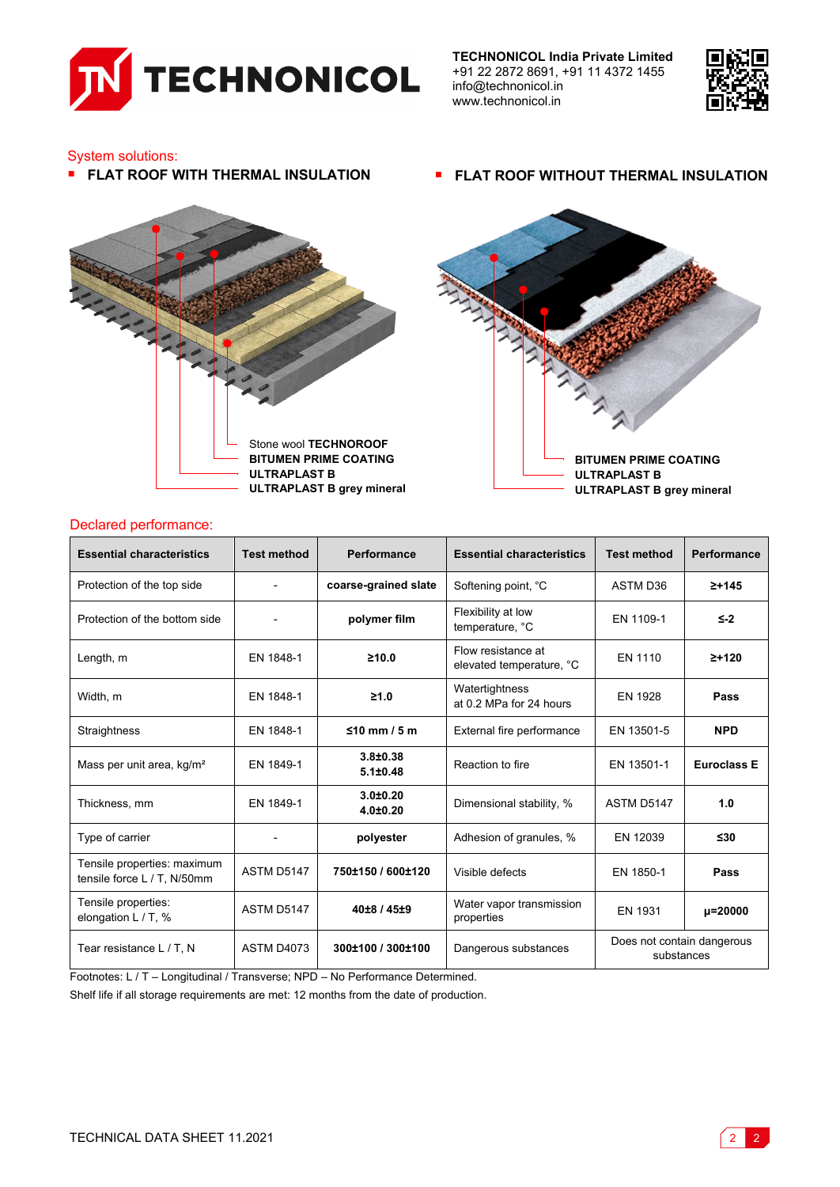TECHNONICOL

**TECHNONICOL India Private Limited**
+91 22 2872 8691, +91 11 4372 1455
info@technonicol.in
www.technonicol.in

System solutions:

- **FLAT ROOF WITH THERMAL INSULATION**

Stone wool **TECHNOROOF**
**BITUMEN PRIME COATING**
**ULTRAPLAST B**
**ULTRAPLAST B grey mineral**

- **FLAT ROOF WITHOUT THERMAL INSULATION**

**BITUMEN PRIME COATING**
**ULTRAPLAST B**
**ULTRAPLAST B grey mineral**

Declared performance:

| Essential characteristics | Test method | Performance | Essential characteristics | Test method | Performance |
|---|---|---|---|---|---|
| Protection of the top side | - | **coarse-grained slate** | Softening point, °C | ASTM D36 | **≥+145** |
| Protection of the bottom side | - | **polymer film** | Flexibility at low temperature, °C | EN 1109-1 | **≤-2** |
| Length, m | EN 1848-1 | **≥10.0** | Flow resistance at elevated temperature, °C | EN 1110 | **≥+120** |
| Width, m | EN 1848-1 | **≥1.0** | Watertightness at 0.2 MPa for 24 hours | EN 1928 | **Pass** |
| Straightness | EN 1848-1 | **≤10 mm / 5 m** | External fire performance | EN 13501-5 | **NPD** |
| Mass per unit area, kg/m² | EN 1849-1 | **3.8±0.38**<br>**5.1±0.48** | Reaction to fire | EN 13501-1 | **Euroclass E** |
| Thickness, mm | EN 1849-1 | **3.0±0.20**<br>**4.0±0.20** | Dimensional stability, % | ASTM D5147 | **1.0** |
| Type of carrier | - | **polyester** | Adhesion of granules, % | EN 12039 | **≤30** |
| Tensile properties: maximum tensile force L / T, N/50mm | ASTM D5147 | **750±150 / 600±120** | Visible defects | EN 1850-1 | **Pass** |
| Tensile properties: elongation L / T, % | ASTM D5147 | **40±8 / 45±9** | Water vapor transmission properties | EN 1931 | **μ=20000** |
| Tear resistance L / T, N | ASTM D4073 | **300±100 / 300±100** | Dangerous substances | Does not contain dangerous substances | |

Footnotes: L / T – Longitudinal / Transverse; NPD – No Performance Determined.

Shelf life if all storage requirements are met: 12 months from the date of production.

TECHNICAL DATA SHEET 11.2021